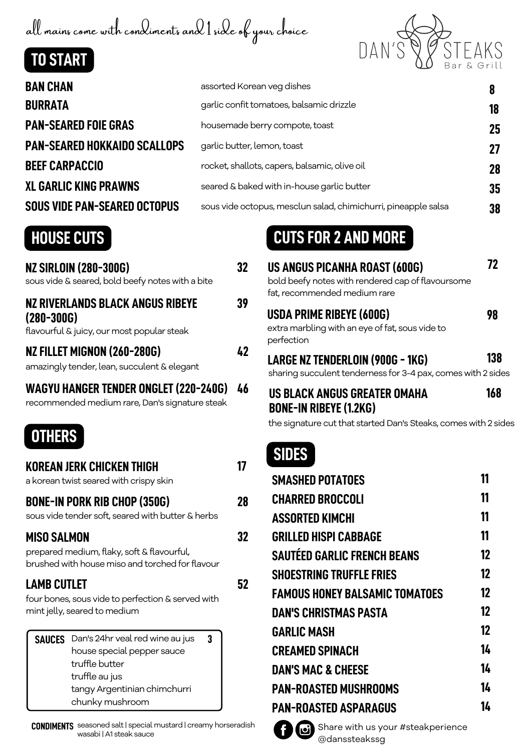*all mains come with condiments and 1 side of your choice*

DAN'S STEAKS
Bar & Grill

## TO START

| Item | Description | Price |
| --- | --- | --- |
| BAN CHAN | assorted Korean veg dishes | 8 |
| BURRATA | garlic confit tomatoes, balsamic drizzle | 18 |
| PAN-SEARED FOIE GRAS | housemade berry compote, toast | 25 |
| PAN-SEARED HOKKAIDO SCALLOPS | garlic butter, lemon, toast | 27 |
| BEEF CARPACCIO | rocket, shallots, capers, balsamic, olive oil | 28 |
| XL GARLIC KING PRAWNS | seared & baked with in-house garlic butter | 35 |
| SOUS VIDE PAN-SEARED OCTOPUS | sous vide octopus, mesclun salad, chimichurri, pineapple salsa | 38 |

## HOUSE CUTS

**NZ SIRLOIN (280-300G)** — 32
sous vide & seared, bold beefy notes with a bite

**NZ RIVERLANDS BLACK ANGUS RIBEYE (280-300G)** — 39
flavourful & juicy, our most popular steak

**NZ FILLET MIGNON (260-280G)** — 42
amazingly tender, lean, succulent & elegant

**WAGYU HANGER TENDER ONGLET (220-240G)** — 46
recommended medium rare, Dan's signature steak

## OTHERS

**KOREAN JERK CHICKEN THIGH** — 17
a korean twist seared with crispy skin

**BONE-IN PORK RIB CHOP (350G)** — 28
sous vide tender soft, seared with butter & herbs

**MISO SALMON** — 32
prepared medium, flaky, soft & flavourful, brushed with house miso and torched for flavour

**LAMB CUTLET** — 52
four bones, sous vide to perfection & served with mint jelly, seared to medium

**SAUCES** — 3
- Dan's 24hr veal red wine au jus
- house special pepper sauce
- truffle butter
- truffle au jus
- tangy Argentinian chimchurri
- chunky mushroom

**CONDIMENTS** seasoned salt | special mustard | creamy horseradish wasabi | A1 steak sauce

## CUTS FOR 2 AND MORE

**US ANGUS PICANHA ROAST (600G)** — 72
bold beefy notes with rendered cap of flavoursome fat, recommended medium rare

**USDA PRIME RIBEYE (600G)** — 98
extra marbling with an eye of fat, sous vide to perfection

**LARGE NZ TENDERLOIN (900G - 1KG)** — 138
sharing succulent tenderness for 3-4 pax, comes with 2 sides

**US BLACK ANGUS GREATER OMAHA BONE-IN RIBEYE (1.2KG)** — 168
the signature cut that started Dan's Steaks, comes with 2 sides

## SIDES

| Item | Price |
| --- | --- |
| SMASHED POTATOES | 11 |
| CHARRED BROCCOLI | 11 |
| ASSORTED KIMCHI | 11 |
| GRILLED HISPI CABBAGE | 11 |
| SAUTÉED GARLIC FRENCH BEANS | 12 |
| SHOESTRING TRUFFLE FRIES | 12 |
| FAMOUS HONEY BALSAMIC TOMATOES | 12 |
| DAN'S CHRISTMAS PASTA | 12 |
| GARLIC MASH | 12 |
| CREAMED SPINACH | 14 |
| DAN'S MAC & CHEESE | 14 |
| PAN-ROASTED MUSHROOMS | 14 |
| PAN-ROASTED ASPARAGUS | 14 |

Share with us your #steakperience
@danssteakssg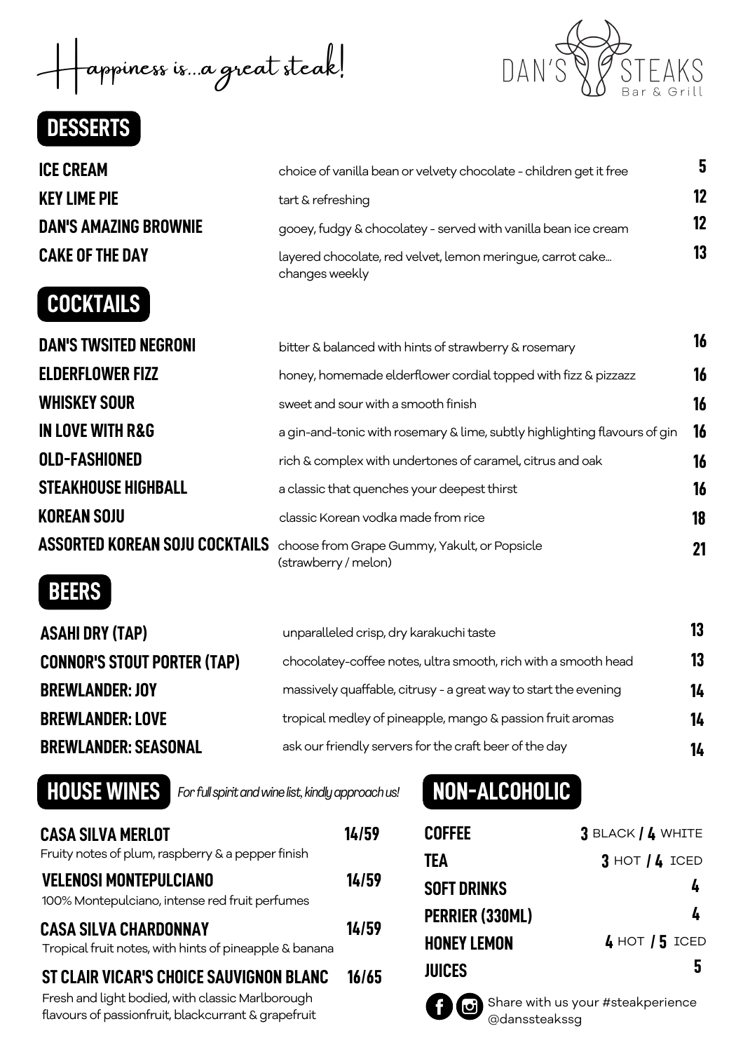Happiness is...a great steak!

DAN'S STEAKS
Bar & Grill

## DESSERTS

| Item | Description | Price |
| --- | --- | --- |
| **ICE CREAM** | choice of vanilla bean or velvety chocolate - children get it free | 5 |
| **KEY LIME PIE** | tart & refreshing | 12 |
| **DAN'S AMAZING BROWNIE** | gooey, fudgy & chocolatey - served with vanilla bean ice cream | 12 |
| **CAKE OF THE DAY** | layered chocolate, red velvet, lemon meringue, carrot cake... changes weekly | 13 |

## COCKTAILS

| Item | Description | Price |
| --- | --- | --- |
| **DAN'S TWSITED NEGRONI** | bitter & balanced with hints of strawberry & rosemary | 16 |
| **ELDERFLOWER FIZZ** | honey, homemade elderflower cordial topped with fizz & pizzazz | 16 |
| **WHISKEY SOUR** | sweet and sour with a smooth finish | 16 |
| **IN LOVE WITH R&G** | a gin-and-tonic with rosemary & lime, subtly highlighting flavours of gin | 16 |
| **OLD-FASHIONED** | rich & complex with undertones of caramel, citrus and oak | 16 |
| **STEAKHOUSE HIGHBALL** | a classic that quenches your deepest thirst | 16 |
| **KOREAN SOJU** | classic Korean vodka made from rice | 18 |
| **ASSORTED KOREAN SOJU COCKTAILS** | choose from Grape Gummy, Yakult, or Popsicle (strawberry / melon) | 21 |

## BEERS

| Item | Description | Price |
| --- | --- | --- |
| **ASAHI DRY (TAP)** | unparalleled crisp, dry karakuchi taste | 13 |
| **CONNOR'S STOUT PORTER (TAP)** | chocolatey-coffee notes, ultra smooth, rich with a smooth head | 13 |
| **BREWLANDER: JOY** | massively quaffable, citrusy - a great way to start the evening | 14 |
| **BREWLANDER: LOVE** | tropical medley of pineapple, mango & passion fruit aromas | 14 |
| **BREWLANDER: SEASONAL** | ask our friendly servers for the craft beer of the day | 14 |

## HOUSE WINES

*For full spirit and wine list, kindly approach us!*

| Item | Price |
| --- | --- |
| **CASA SILVA MERLOT**<br>Fruity notes of plum, raspberry & a pepper finish | 14/59 |
| **VELENOSI MONTEPULCIANO**<br>100% Montepulciano, intense red fruit perfumes | 14/59 |
| **CASA SILVA CHARDONNAY**<br>Tropical fruit notes, with hints of pineapple & banana | 14/59 |
| **ST CLAIR VICAR'S CHOICE SAUVIGNON BLANC**<br>Fresh and light bodied, with classic Marlborough flavours of passionfruit, blackcurrant & grapefruit | 16/65 |

## NON-ALCOHOLIC

| Item | Price |
| --- | --- |
| **COFFEE** | 3 BLACK / 4 WHITE |
| **TEA** | 3 HOT / 4 ICED |
| **SOFT DRINKS** | 4 |
| **PERRIER (330ML)** | 4 |
| **HONEY LEMON** | 4 HOT / 5 ICED |
| **JUICES** | 5 |

Share with us your #steakperience @danssteakssg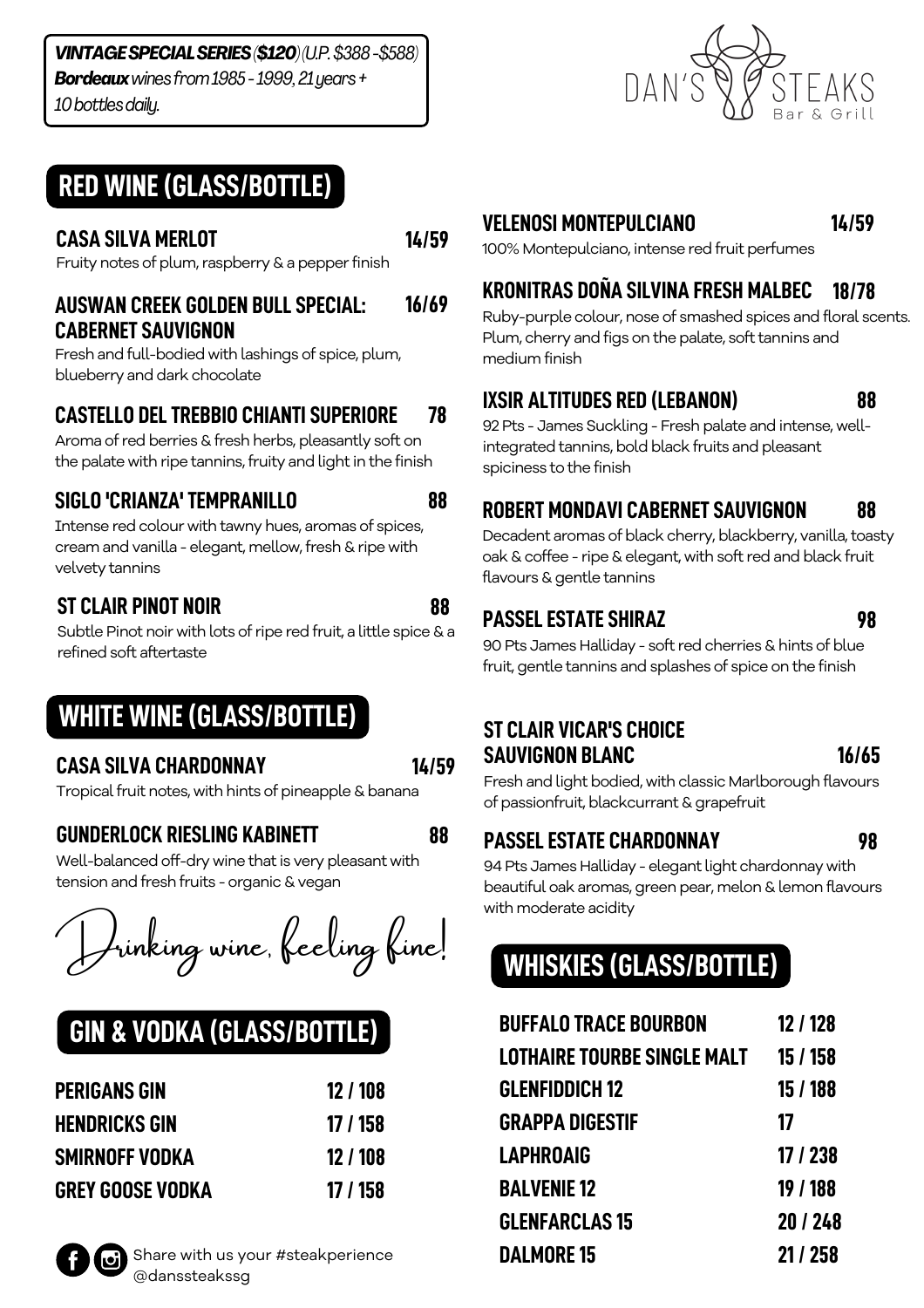***VINTAGE SPECIAL SERIES*** ***($120)*** *(U.P. $388 -$588)*
***Bordeaux*** *wines from 1985 - 1999, 21 years +*
*10 bottles daily.*

DAN'S STEAKS Bar & Grill

## RED WINE (GLASS/BOTTLE)

**CASA SILVA MERLOT** — **14/59**
Fruity notes of plum, raspberry & a pepper finish

**AUSWAN CREEK GOLDEN BULL SPECIAL: CABERNET SAUVIGNON** — **16/69**
Fresh and full-bodied with lashings of spice, plum, blueberry and dark chocolate

**CASTELLO DEL TREBBIO CHIANTI SUPERIORE** — **78**
Aroma of red berries & fresh herbs, pleasantly soft on the palate with ripe tannins, fruity and light in the finish

**SIGLO 'CRIANZA' TEMPRANILLO** — **88**
Intense red colour with tawny hues, aromas of spices, cream and vanilla - elegant, mellow, fresh & ripe with velvety tannins

**ST CLAIR PINOT NOIR** — **88**
Subtle Pinot noir with lots of ripe red fruit, a little spice & a refined soft aftertaste

**VELENOSI MONTEPULCIANO** — **14/59**
100% Montepulciano, intense red fruit perfumes

**KRONITRAS DOÑA SILVINA FRESH MALBEC** — **18/78**
Ruby-purple colour, nose of smashed spices and floral scents. Plum, cherry and figs on the palate, soft tannins and medium finish

**IXSIR ALTITUDES RED (LEBANON)** — **88**
92 Pts - James Suckling - Fresh palate and intense, well-integrated tannins, bold black fruits and pleasant spiciness to the finish

**ROBERT MONDAVI CABERNET SAUVIGNON** — **88**
Decadent aromas of black cherry, blackberry, vanilla, toasty oak & coffee - ripe & elegant, with soft red and black fruit flavours & gentle tannins

**PASSEL ESTATE SHIRAZ** — **98**
90 Pts James Halliday - soft red cherries & hints of blue fruit, gentle tannins and splashes of spice on the finish

## WHITE WINE (GLASS/BOTTLE)

**CASA SILVA CHARDONNAY** — **14/59**
Tropical fruit notes, with hints of pineapple & banana

**GUNDERLOCK RIESLING KABINETT** — **88**
Well-balanced off-dry wine that is very pleasant with tension and fresh fruits - organic & vegan

**ST CLAIR VICAR'S CHOICE SAUVIGNON BLANC** — **16/65**
Fresh and light bodied, with classic Marlborough flavours of passionfruit, blackcurrant & grapefruit

**PASSEL ESTATE CHARDONNAY** — **98**
94 Pts James Halliday - elegant light chardonnay with beautiful oak aromas, green pear, melon & lemon flavours with moderate acidity

*Drinking wine, feeling fine!*

## GIN & VODKA (GLASS/BOTTLE)

| | |
|---|---|
| **PERIGANS GIN** | **12 / 108** |
| **HENDRICKS GIN** | **17 / 158** |
| **SMIRNOFF VODKA** | **12 / 108** |
| **GREY GOOSE VODKA** | **17 / 158** |

## WHISKIES (GLASS/BOTTLE)

| | |
|---|---|
| **BUFFALO TRACE BOURBON** | **12 / 128** |
| **LOTHAIRE TOURBE SINGLE MALT** | **15 / 158** |
| **GLENFIDDICH 12** | **15 / 188** |
| **GRAPPA DIGESTIF** | **17** |
| **LAPHROAIG** | **17 / 238** |
| **BALVENIE 12** | **19 / 188** |
| **GLENFARCLAS 15** | **20 / 248** |
| **DALMORE 15** | **21 / 258** |

Share with us your #steakperience
@danssteakssg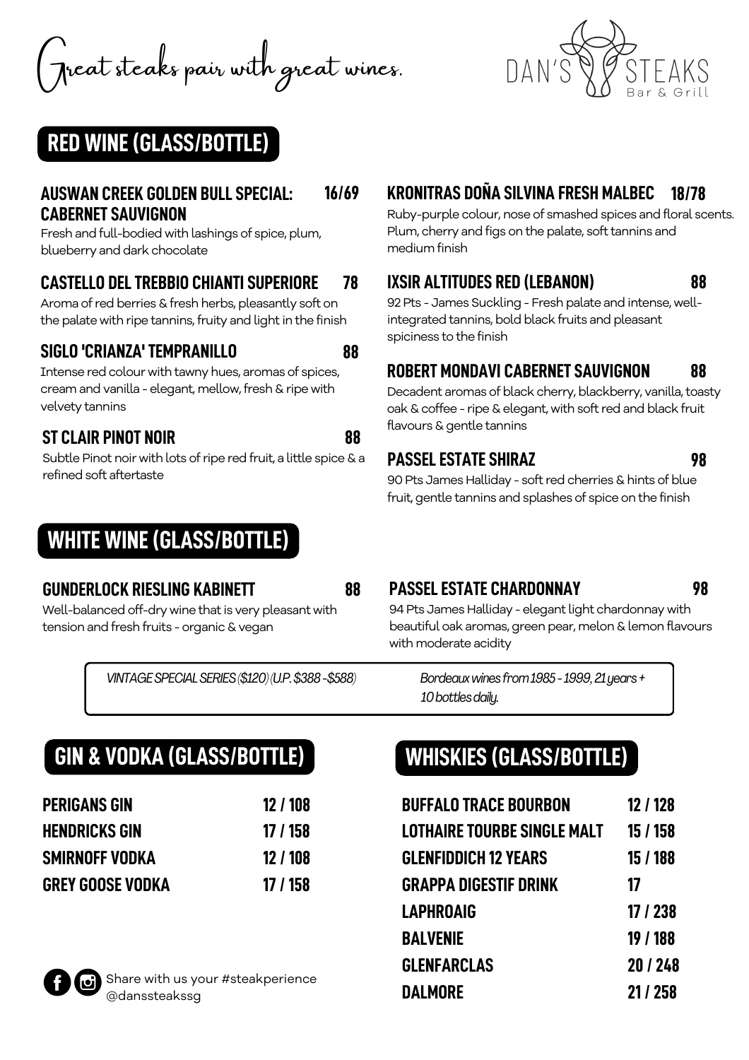Great steaks pair with great wines.

DAN'S STEAKS Bar & Grill

## RED WINE (GLASS/BOTTLE)

### AUSWAN CREEK GOLDEN BULL SPECIAL: CABERNET SAUVIGNON — 16/69
Fresh and full-bodied with lashings of spice, plum, blueberry and dark chocolate

### CASTELLO DEL TREBBIO CHIANTI SUPERIORE — 78
Aroma of red berries & fresh herbs, pleasantly soft on the palate with ripe tannins, fruity and light in the finish

### SIGLO 'CRIANZA' TEMPRANILLO — 88
Intense red colour with tawny hues, aromas of spices, cream and vanilla - elegant, mellow, fresh & ripe with velvety tannins

### ST CLAIR PINOT NOIR — 88
Subtle Pinot noir with lots of ripe red fruit, a little spice & a refined soft aftertaste

### KRONITRAS DOÑA SILVINA FRESH MALBEC — 18/78
Ruby-purple colour, nose of smashed spices and floral scents. Plum, cherry and figs on the palate, soft tannins and medium finish

### IXSIR ALTITUDES RED (LEBANON) — 88
92 Pts - James Suckling - Fresh palate and intense, well-integrated tannins, bold black fruits and pleasant spiciness to the finish

### ROBERT MONDAVI CABERNET SAUVIGNON — 88
Decadent aromas of black cherry, blackberry, vanilla, toasty oak & coffee - ripe & elegant, with soft red and black fruit flavours & gentle tannins

### PASSEL ESTATE SHIRAZ — 98
90 Pts James Halliday - soft red cherries & hints of blue fruit, gentle tannins and splashes of spice on the finish

## WHITE WINE (GLASS/BOTTLE)

### GUNDERLOCK RIESLING KABINETT — 88
Well-balanced off-dry wine that is very pleasant with tension and fresh fruits - organic & vegan

### PASSEL ESTATE CHARDONNAY — 98
94 Pts James Halliday - elegant light chardonnay with beautiful oak aromas, green pear, melon & lemon flavours with moderate acidity

*VINTAGE SPECIAL SERIES ($120) (U.P. $388 - $588)* — *Bordeaux wines from 1985 - 1999, 21 years + 10 bottles daily.*

## GIN & VODKA (GLASS/BOTTLE)

| | |
|---|---|
| PERIGANS GIN | 12 / 108 |
| HENDRICKS GIN | 17 / 158 |
| SMIRNOFF VODKA | 12 / 108 |
| GREY GOOSE VODKA | 17 / 158 |

## WHISKIES (GLASS/BOTTLE)

| | |
|---|---|
| BUFFALO TRACE BOURBON | 12 / 128 |
| LOTHAIRE TOURBE SINGLE MALT | 15 / 158 |
| GLENFIDDICH 12 YEARS | 15 / 188 |
| GRAPPA DIGESTIF DRINK | 17 |
| LAPHROAIG | 17 / 238 |
| BALVENIE | 19 / 188 |
| GLENFARCLAS | 20 / 248 |
| DALMORE | 21 / 258 |

Share with us your #steakperience @danssteakssg